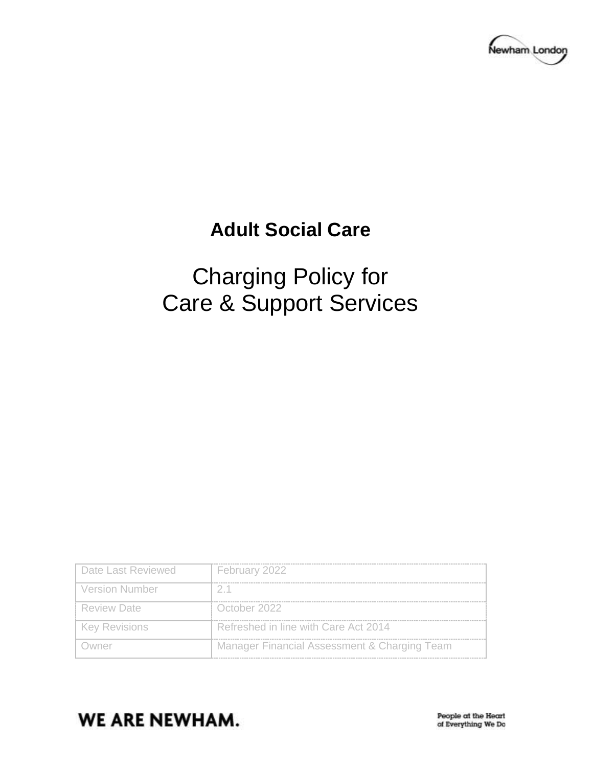# Adult Social Care

## Charging Policy for Care & Support Services

| | |
|---|---|
| Date Last Reviewed | February 2022 |
| Version Number | 2.1 |
| Review Date | October 2022 |
| Key Revisions | Refreshed in line with Care Act 2014 |
| Owner | Manager Financial Assessment & Charging Team |

WE ARE NEWHAM.

People at the Heart of Everything We Do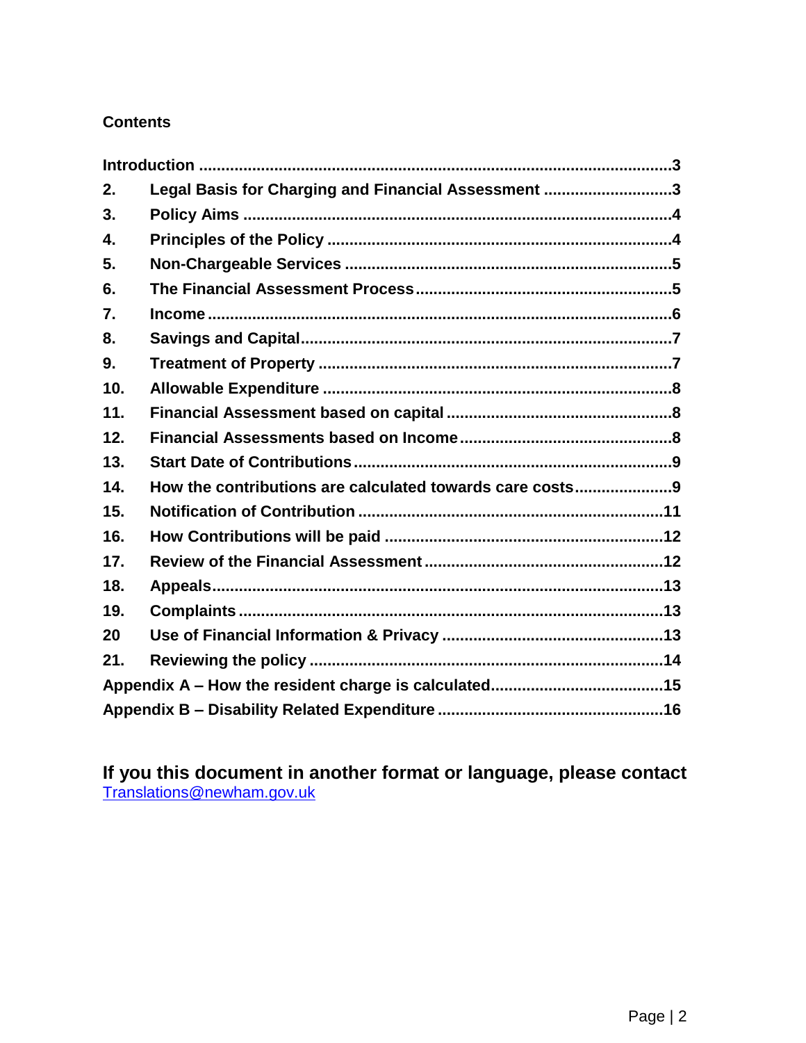**Contents**

**Introduction** .......................................................................................3
**2. Legal Basis for Charging and Financial Assessment** .............................3
**3. Policy Aims** ..........................................................................................4
**4. Principles of the Policy** .......................................................................4
**5. Non-Chargeable Services** ....................................................................5
**6. The Financial Assessment Process** .....................................................5
**7. Income** ..................................................................................................6
**8. Savings and Capital** ..............................................................................7
**9. Treatment of Property** ..........................................................................7
**10. Allowable Expenditure** ........................................................................8
**11. Financial Assessment based on capital** ..............................................8
**12. Financial Assessments based on Income** ...........................................8
**13. Start Date of Contributions** ..................................................................9
**14. How the contributions are calculated towards care costs** ...................9
**15. Notification of Contribution** ...............................................................11
**16. How Contributions will be paid** .........................................................12
**17. Review of the Financial Assessment** .................................................12
**18. Appeals** ..............................................................................................13
**19. Complaints** .........................................................................................13
**20 Use of Financial Information & Privacy** ...............................................13
**21. Reviewing the policy** .........................................................................14
**Appendix A – How the resident charge is calculated** ..............................15
**Appendix B – Disability Related Expenditure** ..........................................16

**If you this document in another format or language, please contact**
Translations@newham.gov.uk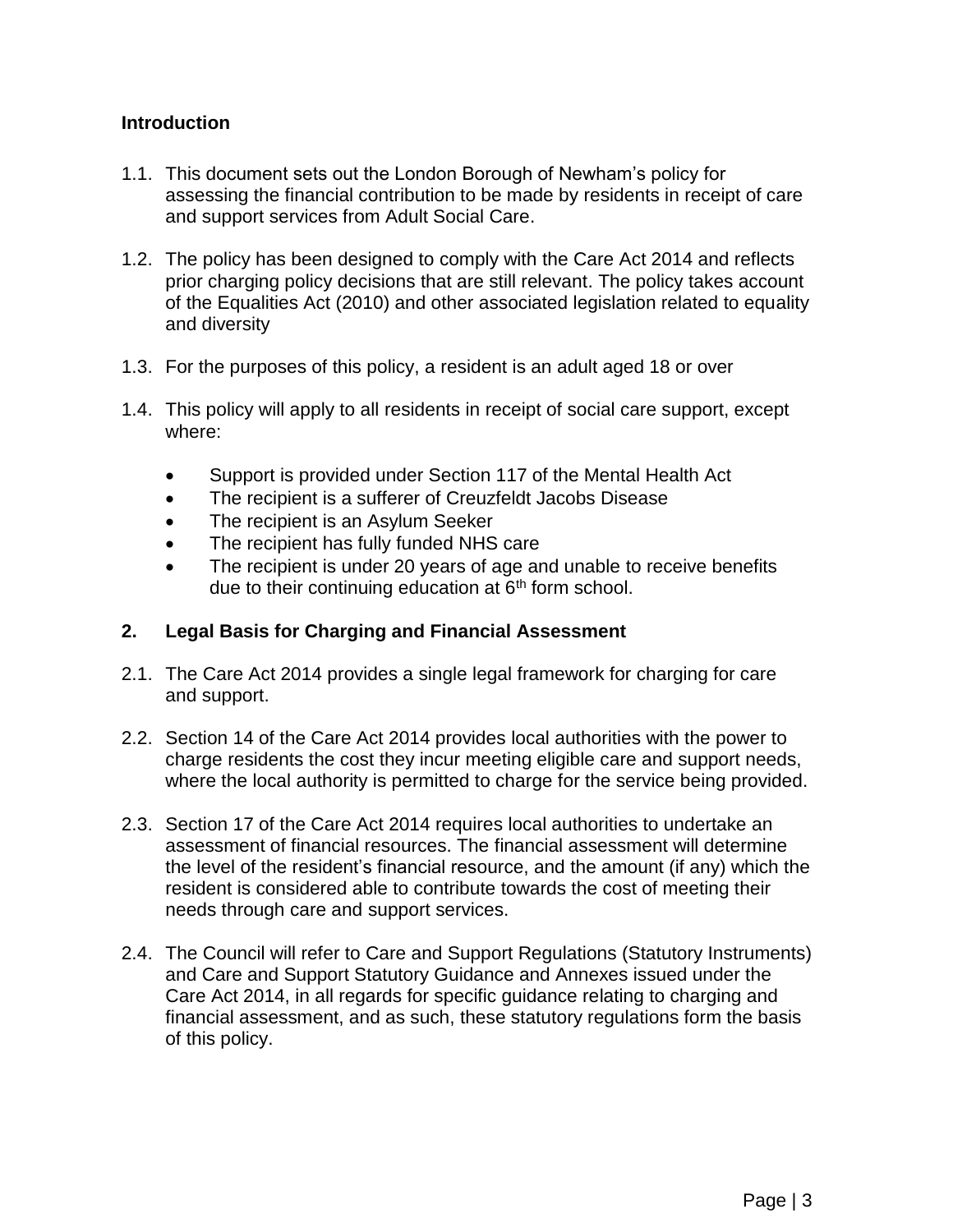## Introduction

1.1. This document sets out the London Borough of Newham's policy for assessing the financial contribution to be made by residents in receipt of care and support services from Adult Social Care.

1.2. The policy has been designed to comply with the Care Act 2014 and reflects prior charging policy decisions that are still relevant. The policy takes account of the Equalities Act (2010) and other associated legislation related to equality and diversity

1.3. For the purposes of this policy, a resident is an adult aged 18 or over

1.4. This policy will apply to all residents in receipt of social care support, except where:

- Support is provided under Section 117 of the Mental Health Act
- The recipient is a sufferer of Creuzfeldt Jacobs Disease
- The recipient is an Asylum Seeker
- The recipient has fully funded NHS care
- The recipient is under 20 years of age and unable to receive benefits due to their continuing education at 6th form school.

## 2. Legal Basis for Charging and Financial Assessment

2.1. The Care Act 2014 provides a single legal framework for charging for care and support.

2.2. Section 14 of the Care Act 2014 provides local authorities with the power to charge residents the cost they incur meeting eligible care and support needs, where the local authority is permitted to charge for the service being provided.

2.3. Section 17 of the Care Act 2014 requires local authorities to undertake an assessment of financial resources. The financial assessment will determine the level of the resident's financial resource, and the amount (if any) which the resident is considered able to contribute towards the cost of meeting their needs through care and support services.

2.4. The Council will refer to Care and Support Regulations (Statutory Instruments) and Care and Support Statutory Guidance and Annexes issued under the Care Act 2014, in all regards for specific guidance relating to charging and financial assessment, and as such, these statutory regulations form the basis of this policy.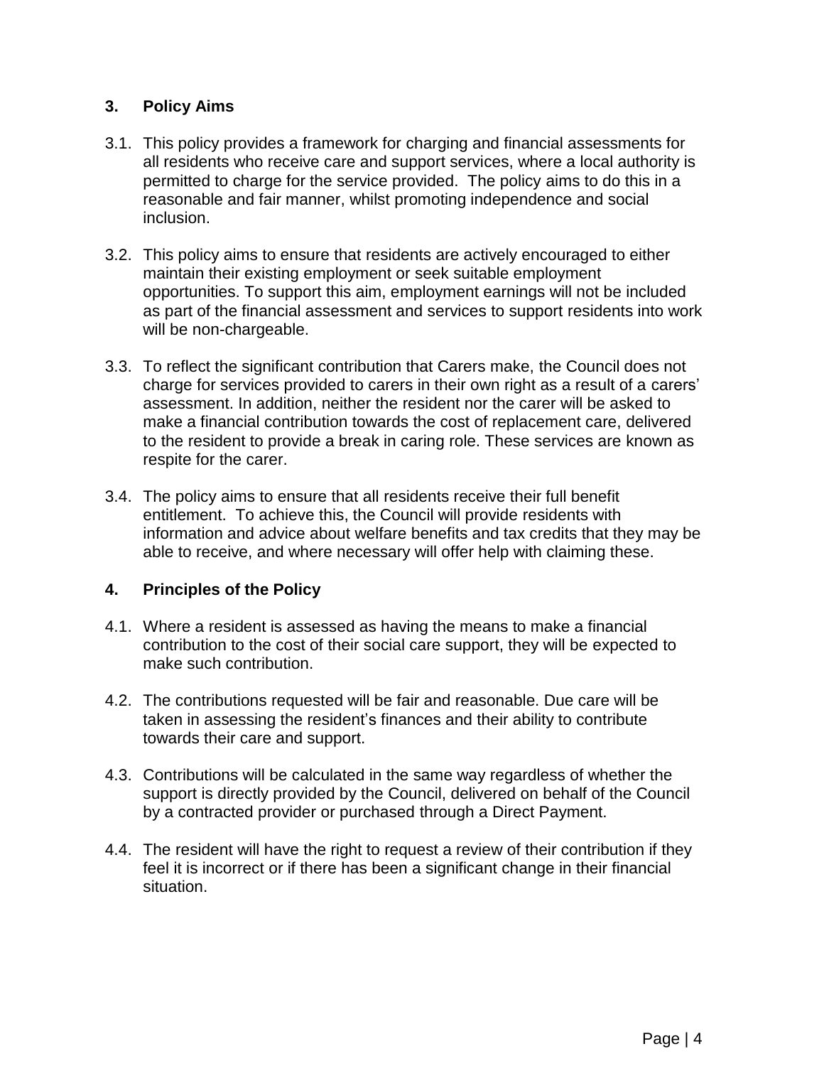## 3. Policy Aims

3.1. This policy provides a framework for charging and financial assessments for all residents who receive care and support services, where a local authority is permitted to charge for the service provided. The policy aims to do this in a reasonable and fair manner, whilst promoting independence and social inclusion.

3.2. This policy aims to ensure that residents are actively encouraged to either maintain their existing employment or seek suitable employment opportunities. To support this aim, employment earnings will not be included as part of the financial assessment and services to support residents into work will be non-chargeable.

3.3. To reflect the significant contribution that Carers make, the Council does not charge for services provided to carers in their own right as a result of a carers' assessment. In addition, neither the resident nor the carer will be asked to make a financial contribution towards the cost of replacement care, delivered to the resident to provide a break in caring role. These services are known as respite for the carer.

3.4. The policy aims to ensure that all residents receive their full benefit entitlement. To achieve this, the Council will provide residents with information and advice about welfare benefits and tax credits that they may be able to receive, and where necessary will offer help with claiming these.

## 4. Principles of the Policy

4.1. Where a resident is assessed as having the means to make a financial contribution to the cost of their social care support, they will be expected to make such contribution.

4.2. The contributions requested will be fair and reasonable. Due care will be taken in assessing the resident's finances and their ability to contribute towards their care and support.

4.3. Contributions will be calculated in the same way regardless of whether the support is directly provided by the Council, delivered on behalf of the Council by a contracted provider or purchased through a Direct Payment.

4.4. The resident will have the right to request a review of their contribution if they feel it is incorrect or if there has been a significant change in their financial situation.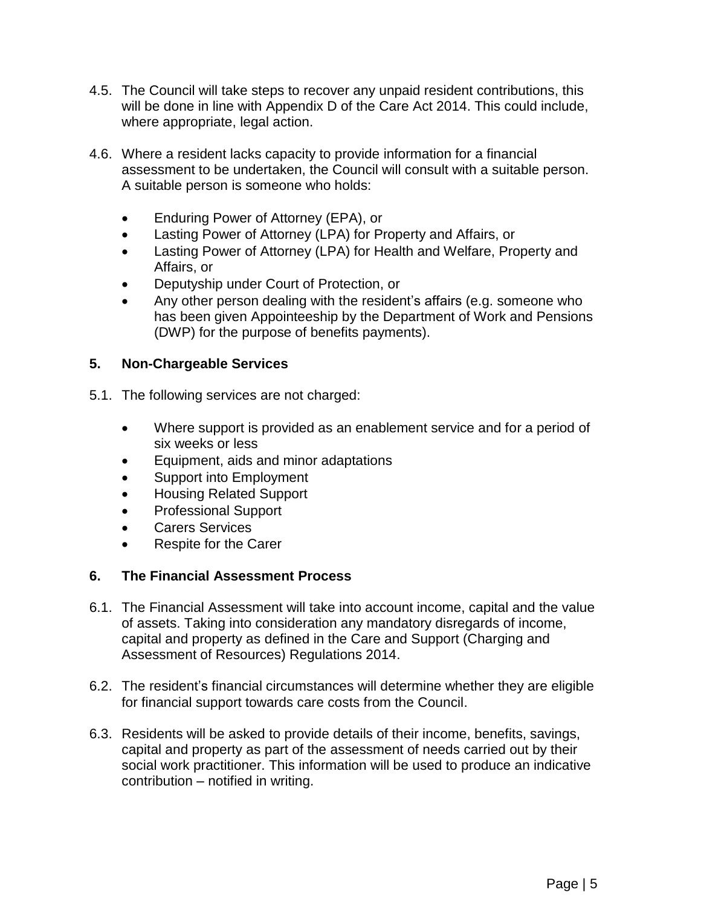4.5. The Council will take steps to recover any unpaid resident contributions, this will be done in line with Appendix D of the Care Act 2014. This could include, where appropriate, legal action.

4.6. Where a resident lacks capacity to provide information for a financial assessment to be undertaken, the Council will consult with a suitable person. A suitable person is someone who holds:

- Enduring Power of Attorney (EPA), or
- Lasting Power of Attorney (LPA) for Property and Affairs, or
- Lasting Power of Attorney (LPA) for Health and Welfare, Property and Affairs, or
- Deputyship under Court of Protection, or
- Any other person dealing with the resident's affairs (e.g. someone who has been given Appointeeship by the Department of Work and Pensions (DWP) for the purpose of benefits payments).

## 5. Non-Chargeable Services

5.1. The following services are not charged:

- Where support is provided as an enablement service and for a period of six weeks or less
- Equipment, aids and minor adaptations
- Support into Employment
- Housing Related Support
- Professional Support
- Carers Services
- Respite for the Carer

## 6. The Financial Assessment Process

6.1. The Financial Assessment will take into account income, capital and the value of assets. Taking into consideration any mandatory disregards of income, capital and property as defined in the Care and Support (Charging and Assessment of Resources) Regulations 2014.

6.2. The resident's financial circumstances will determine whether they are eligible for financial support towards care costs from the Council.

6.3. Residents will be asked to provide details of their income, benefits, savings, capital and property as part of the assessment of needs carried out by their social work practitioner. This information will be used to produce an indicative contribution – notified in writing.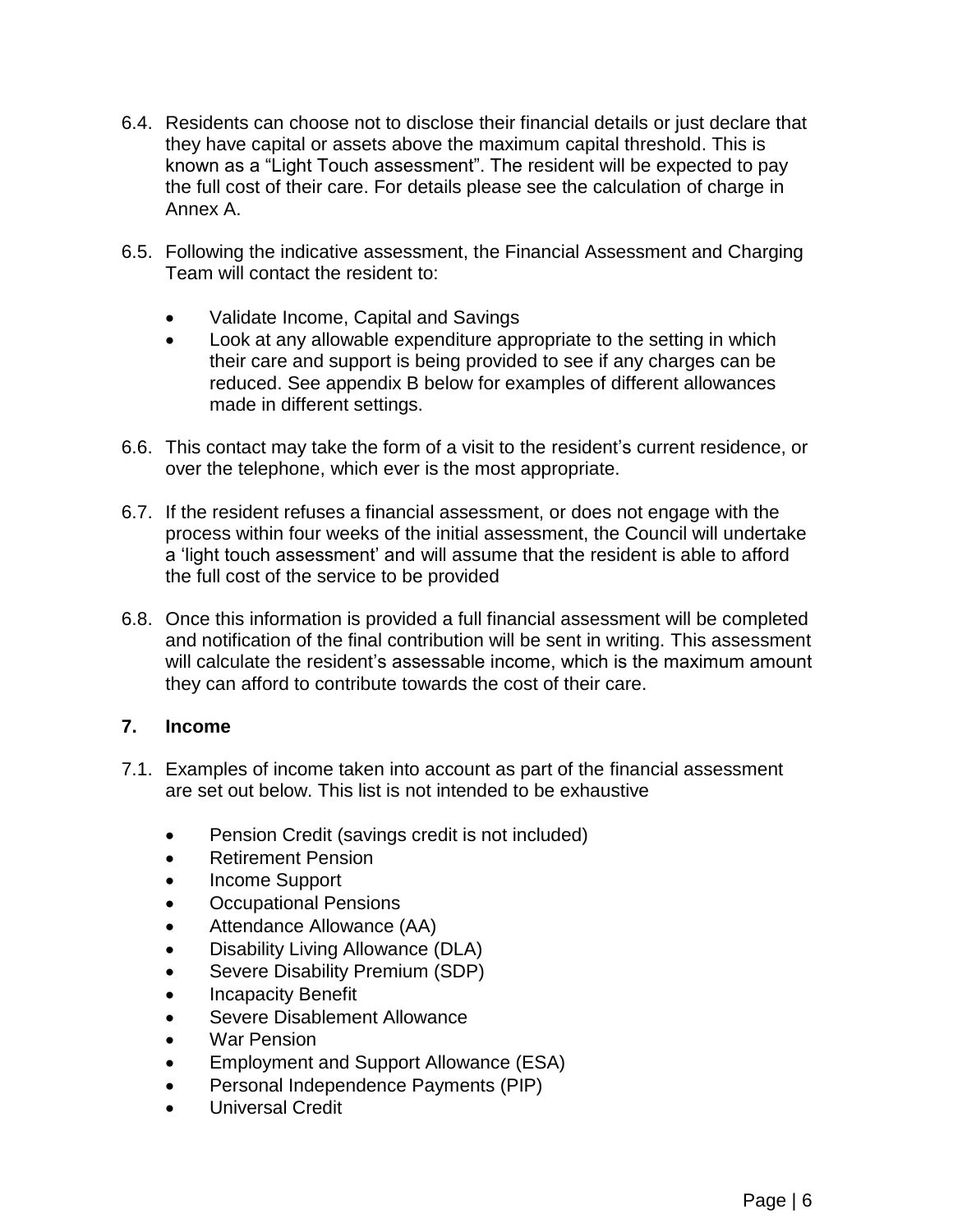6.4. Residents can choose not to disclose their financial details or just declare that they have capital or assets above the maximum capital threshold. This is known as a “Light Touch assessment”. The resident will be expected to pay the full cost of their care. For details please see the calculation of charge in Annex A.

6.5. Following the indicative assessment, the Financial Assessment and Charging Team will contact the resident to:

- Validate Income, Capital and Savings
- Look at any allowable expenditure appropriate to the setting in which their care and support is being provided to see if any charges can be reduced. See appendix B below for examples of different allowances made in different settings.

6.6. This contact may take the form of a visit to the resident’s current residence, or over the telephone, which ever is the most appropriate.

6.7. If the resident refuses a financial assessment, or does not engage with the process within four weeks of the initial assessment, the Council will undertake a ‘light touch assessment’ and will assume that the resident is able to afford the full cost of the service to be provided

6.8. Once this information is provided a full financial assessment will be completed and notification of the final contribution will be sent in writing. This assessment will calculate the resident’s assessable income, which is the maximum amount they can afford to contribute towards the cost of their care.

## 7. Income

7.1. Examples of income taken into account as part of the financial assessment are set out below. This list is not intended to be exhaustive

- Pension Credit (savings credit is not included)
- Retirement Pension
- Income Support
- Occupational Pensions
- Attendance Allowance (AA)
- Disability Living Allowance (DLA)
- Severe Disability Premium (SDP)
- Incapacity Benefit
- Severe Disablement Allowance
- War Pension
- Employment and Support Allowance (ESA)
- Personal Independence Payments (PIP)
- Universal Credit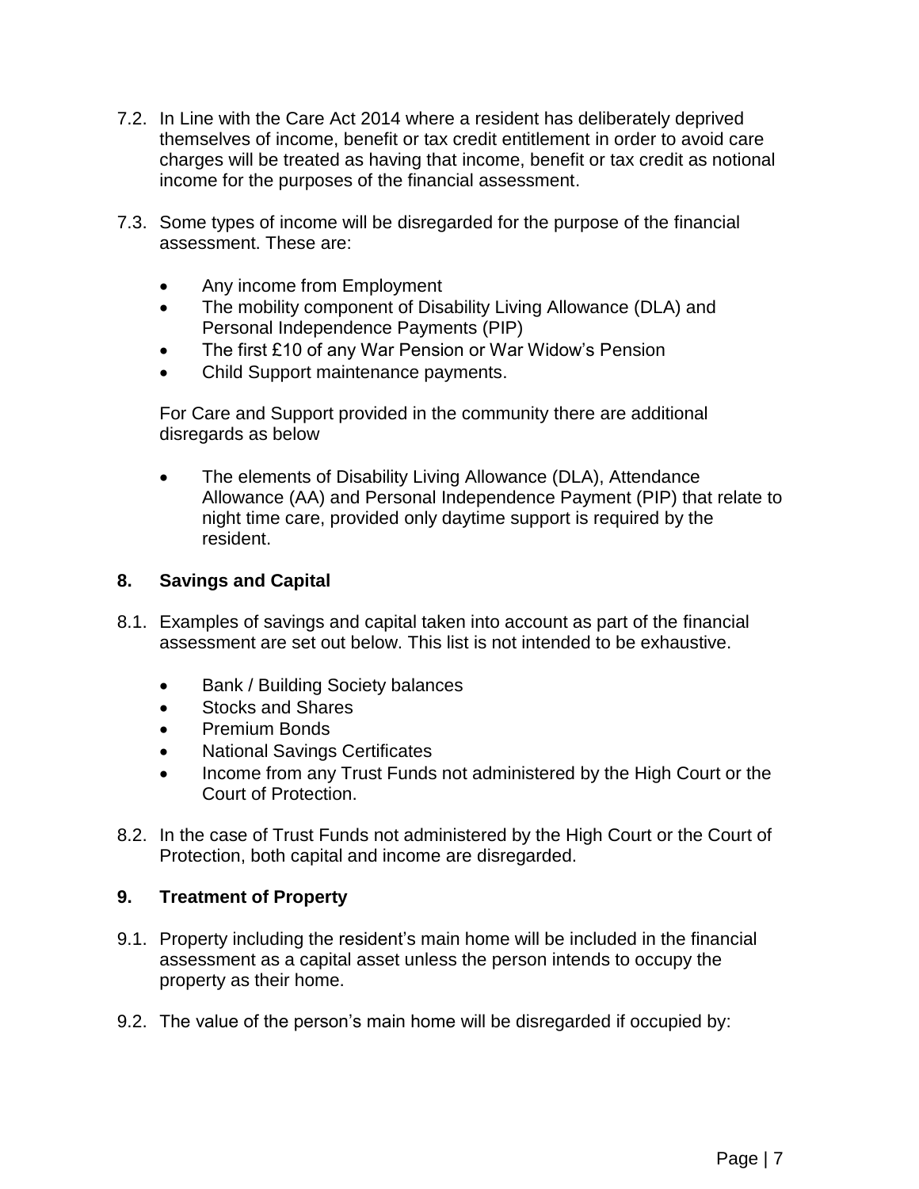7.2. In Line with the Care Act 2014 where a resident has deliberately deprived themselves of income, benefit or tax credit entitlement in order to avoid care charges will be treated as having that income, benefit or tax credit as notional income for the purposes of the financial assessment.

7.3. Some types of income will be disregarded for the purpose of the financial assessment. These are:

- Any income from Employment
- The mobility component of Disability Living Allowance (DLA) and Personal Independence Payments (PIP)
- The first £10 of any War Pension or War Widow's Pension
- Child Support maintenance payments.

For Care and Support provided in the community there are additional disregards as below

- The elements of Disability Living Allowance (DLA), Attendance Allowance (AA) and Personal Independence Payment (PIP) that relate to night time care, provided only daytime support is required by the resident.

## 8. Savings and Capital

8.1. Examples of savings and capital taken into account as part of the financial assessment are set out below. This list is not intended to be exhaustive.

- Bank / Building Society balances
- Stocks and Shares
- Premium Bonds
- National Savings Certificates
- Income from any Trust Funds not administered by the High Court or the Court of Protection.

8.2. In the case of Trust Funds not administered by the High Court or the Court of Protection, both capital and income are disregarded.

## 9. Treatment of Property

9.1. Property including the resident's main home will be included in the financial assessment as a capital asset unless the person intends to occupy the property as their home.

9.2. The value of the person's main home will be disregarded if occupied by: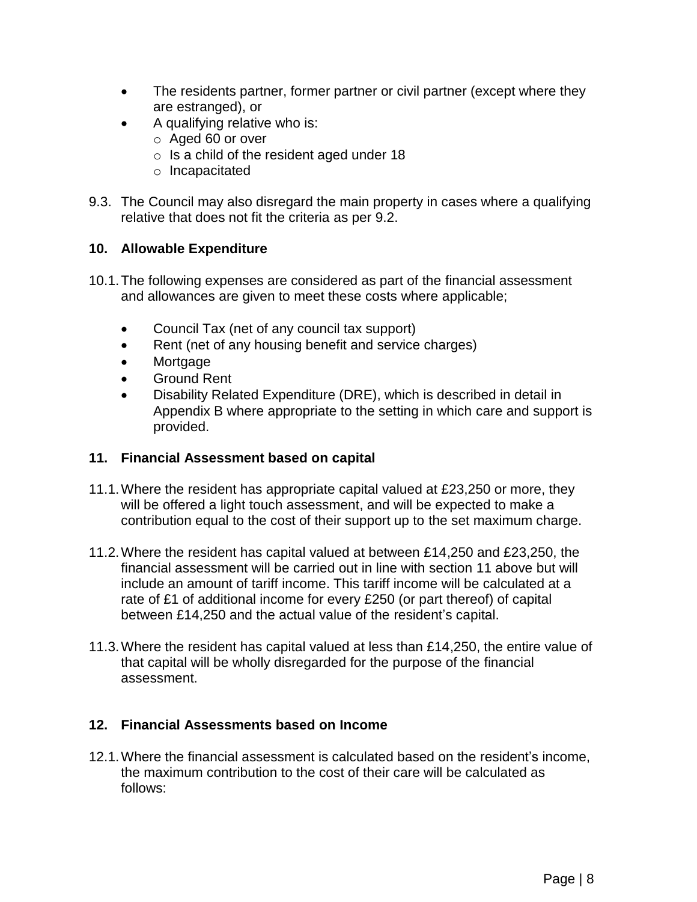- The residents partner, former partner or civil partner (except where they are estranged), or
- A qualifying relative who is:
  - Aged 60 or over
  - Is a child of the resident aged under 18
  - Incapacitated

9.3. The Council may also disregard the main property in cases where a qualifying relative that does not fit the criteria as per 9.2.

## 10. Allowable Expenditure

10.1. The following expenses are considered as part of the financial assessment and allowances are given to meet these costs where applicable;

- Council Tax (net of any council tax support)
- Rent (net of any housing benefit and service charges)
- Mortgage
- Ground Rent
- Disability Related Expenditure (DRE), which is described in detail in Appendix B where appropriate to the setting in which care and support is provided.

## 11. Financial Assessment based on capital

11.1. Where the resident has appropriate capital valued at £23,250 or more, they will be offered a light touch assessment, and will be expected to make a contribution equal to the cost of their support up to the set maximum charge.

11.2. Where the resident has capital valued at between £14,250 and £23,250, the financial assessment will be carried out in line with section 11 above but will include an amount of tariff income. This tariff income will be calculated at a rate of £1 of additional income for every £250 (or part thereof) of capital between £14,250 and the actual value of the resident's capital.

11.3. Where the resident has capital valued at less than £14,250, the entire value of that capital will be wholly disregarded for the purpose of the financial assessment.

## 12. Financial Assessments based on Income

12.1. Where the financial assessment is calculated based on the resident's income, the maximum contribution to the cost of their care will be calculated as follows: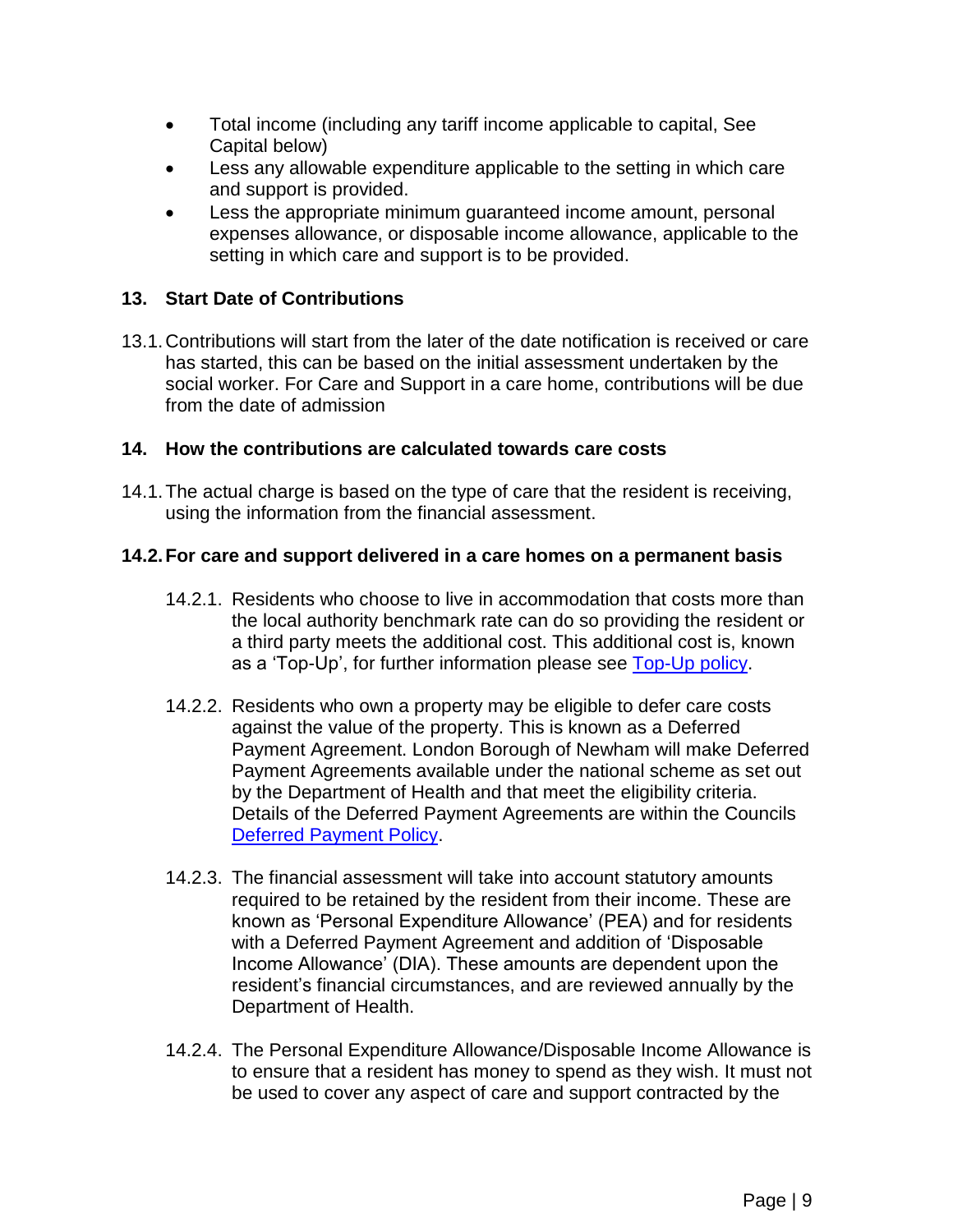- Total income (including any tariff income applicable to capital, See Capital below)
- Less any allowable expenditure applicable to the setting in which care and support is provided.
- Less the appropriate minimum guaranteed income amount, personal expenses allowance, or disposable income allowance, applicable to the setting in which care and support is to be provided.

## 13. Start Date of Contributions

13.1. Contributions will start from the later of the date notification is received or care has started, this can be based on the initial assessment undertaken by the social worker. For Care and Support in a care home, contributions will be due from the date of admission

## 14. How the contributions are calculated towards care costs

14.1. The actual charge is based on the type of care that the resident is receiving, using the information from the financial assessment.

### 14.2. For care and support delivered in a care homes on a permanent basis

14.2.1. Residents who choose to live in accommodation that costs more than the local authority benchmark rate can do so providing the resident or a third party meets the additional cost. This additional cost is, known as a 'Top-Up', for further information please see Top-Up policy.

14.2.2. Residents who own a property may be eligible to defer care costs against the value of the property. This is known as a Deferred Payment Agreement. London Borough of Newham will make Deferred Payment Agreements available under the national scheme as set out by the Department of Health and that meet the eligibility criteria. Details of the Deferred Payment Agreements are within the Councils Deferred Payment Policy.

14.2.3. The financial assessment will take into account statutory amounts required to be retained by the resident from their income. These are known as 'Personal Expenditure Allowance' (PEA) and for residents with a Deferred Payment Agreement and addition of 'Disposable Income Allowance' (DIA). These amounts are dependent upon the resident's financial circumstances, and are reviewed annually by the Department of Health.

14.2.4. The Personal Expenditure Allowance/Disposable Income Allowance is to ensure that a resident has money to spend as they wish. It must not be used to cover any aspect of care and support contracted by the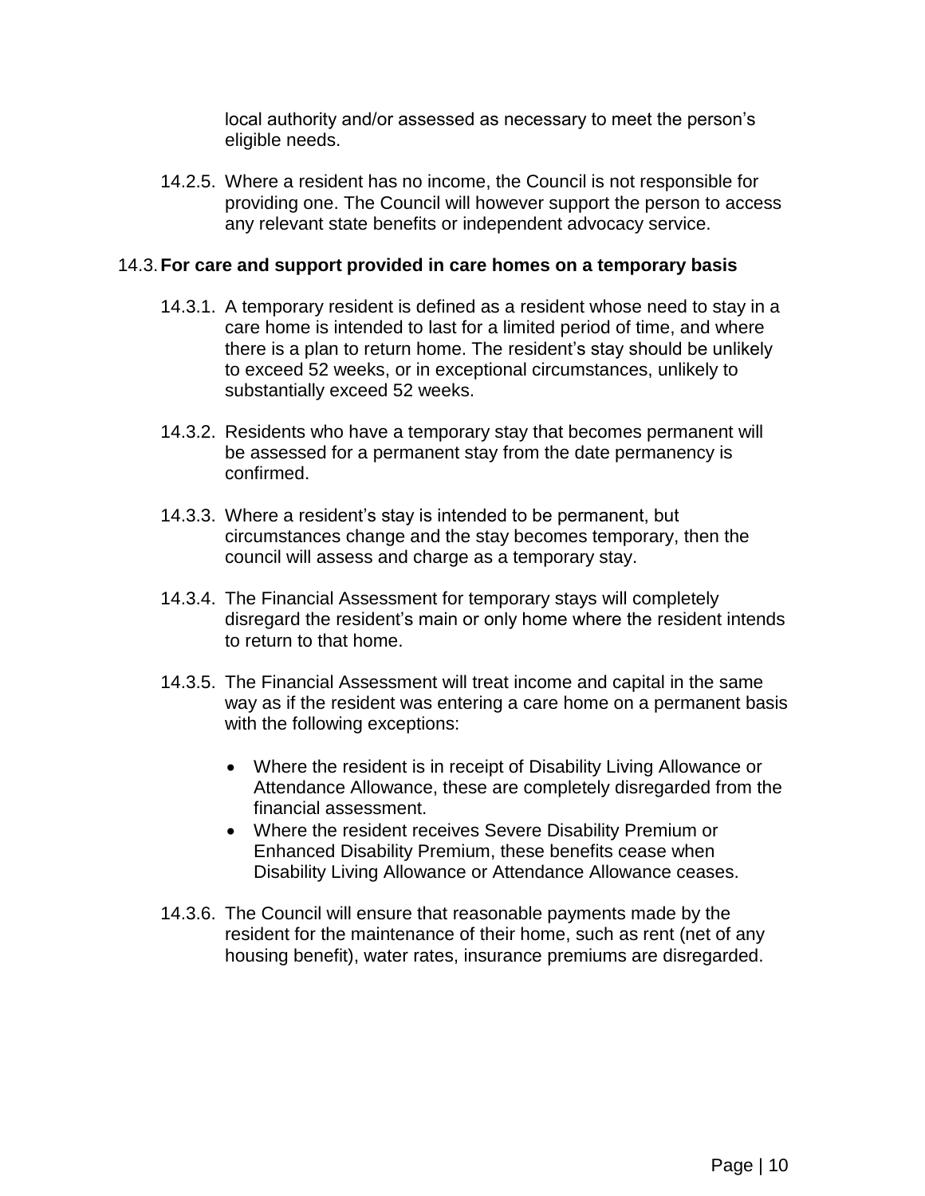local authority and/or assessed as necessary to meet the person's eligible needs.

14.2.5. Where a resident has no income, the Council is not responsible for providing one. The Council will however support the person to access any relevant state benefits or independent advocacy service.

### 14.3. For care and support provided in care homes on a temporary basis

14.3.1. A temporary resident is defined as a resident whose need to stay in a care home is intended to last for a limited period of time, and where there is a plan to return home. The resident's stay should be unlikely to exceed 52 weeks, or in exceptional circumstances, unlikely to substantially exceed 52 weeks.

14.3.2. Residents who have a temporary stay that becomes permanent will be assessed for a permanent stay from the date permanency is confirmed.

14.3.3. Where a resident's stay is intended to be permanent, but circumstances change and the stay becomes temporary, then the council will assess and charge as a temporary stay.

14.3.4. The Financial Assessment for temporary stays will completely disregard the resident's main or only home where the resident intends to return to that home.

14.3.5. The Financial Assessment will treat income and capital in the same way as if the resident was entering a care home on a permanent basis with the following exceptions:

- Where the resident is in receipt of Disability Living Allowance or Attendance Allowance, these are completely disregarded from the financial assessment.
- Where the resident receives Severe Disability Premium or Enhanced Disability Premium, these benefits cease when Disability Living Allowance or Attendance Allowance ceases.

14.3.6. The Council will ensure that reasonable payments made by the resident for the maintenance of their home, such as rent (net of any housing benefit), water rates, insurance premiums are disregarded.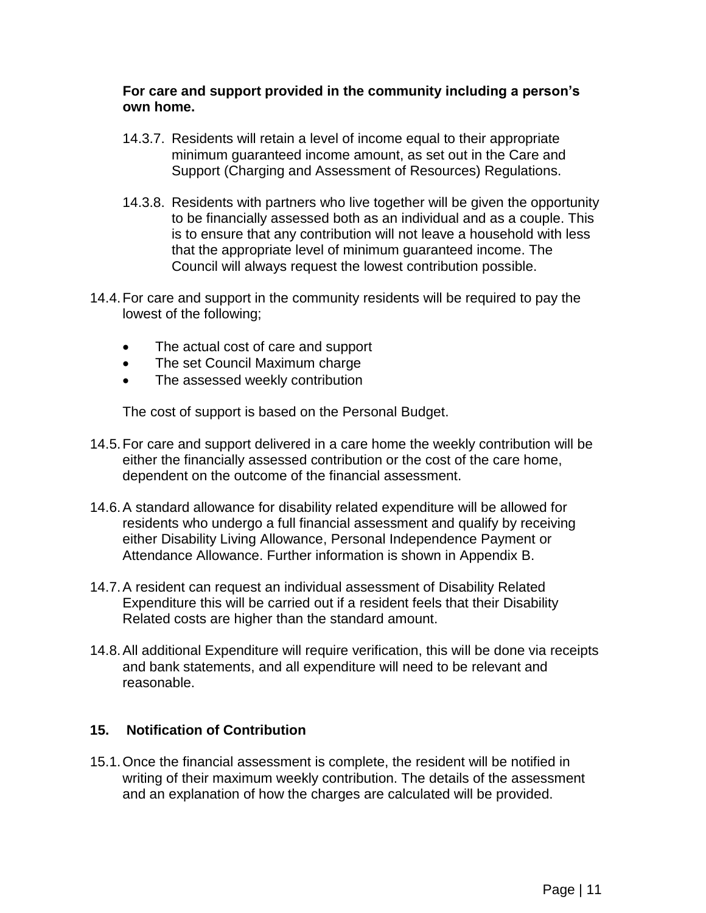**For care and support provided in the community including a person's own home.**

14.3.7. Residents will retain a level of income equal to their appropriate minimum guaranteed income amount, as set out in the Care and Support (Charging and Assessment of Resources) Regulations.

14.3.8. Residents with partners who live together will be given the opportunity to be financially assessed both as an individual and as a couple. This is to ensure that any contribution will not leave a household with less that the appropriate level of minimum guaranteed income. The Council will always request the lowest contribution possible.

14.4. For care and support in the community residents will be required to pay the lowest of the following;

- The actual cost of care and support
- The set Council Maximum charge
- The assessed weekly contribution

The cost of support is based on the Personal Budget.

14.5. For care and support delivered in a care home the weekly contribution will be either the financially assessed contribution or the cost of the care home, dependent on the outcome of the financial assessment.

14.6. A standard allowance for disability related expenditure will be allowed for residents who undergo a full financial assessment and qualify by receiving either Disability Living Allowance, Personal Independence Payment or Attendance Allowance. Further information is shown in Appendix B.

14.7. A resident can request an individual assessment of Disability Related Expenditure this will be carried out if a resident feels that their Disability Related costs are higher than the standard amount.

14.8. All additional Expenditure will require verification, this will be done via receipts and bank statements, and all expenditure will need to be relevant and reasonable.

## 15. Notification of Contribution

15.1. Once the financial assessment is complete, the resident will be notified in writing of their maximum weekly contribution. The details of the assessment and an explanation of how the charges are calculated will be provided.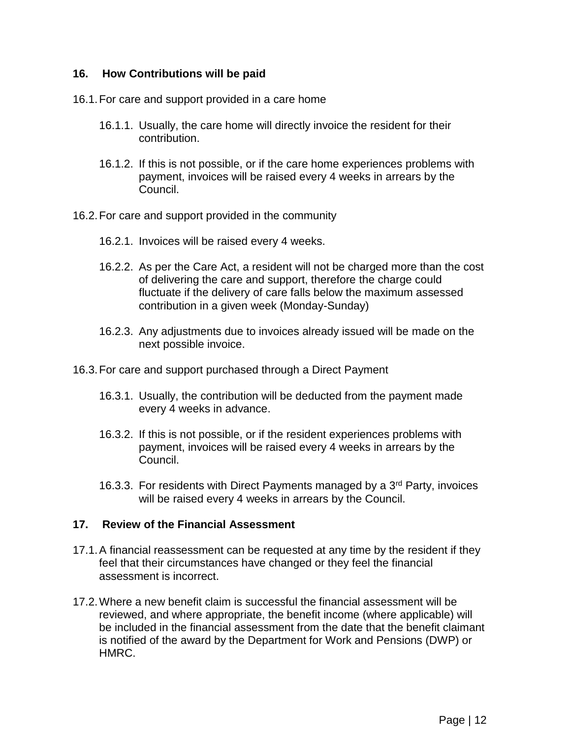## 16. How Contributions will be paid

16.1. For care and support provided in a care home

16.1.1. Usually, the care home will directly invoice the resident for their contribution.

16.1.2. If this is not possible, or if the care home experiences problems with payment, invoices will be raised every 4 weeks in arrears by the Council.

16.2. For care and support provided in the community

16.2.1. Invoices will be raised every 4 weeks.

16.2.2. As per the Care Act, a resident will not be charged more than the cost of delivering the care and support, therefore the charge could fluctuate if the delivery of care falls below the maximum assessed contribution in a given week (Monday-Sunday)

16.2.3. Any adjustments due to invoices already issued will be made on the next possible invoice.

16.3. For care and support purchased through a Direct Payment

16.3.1. Usually, the contribution will be deducted from the payment made every 4 weeks in advance.

16.3.2. If this is not possible, or if the resident experiences problems with payment, invoices will be raised every 4 weeks in arrears by the Council.

16.3.3. For residents with Direct Payments managed by a 3rd Party, invoices will be raised every 4 weeks in arrears by the Council.

## 17. Review of the Financial Assessment

17.1. A financial reassessment can be requested at any time by the resident if they feel that their circumstances have changed or they feel the financial assessment is incorrect.

17.2. Where a new benefit claim is successful the financial assessment will be reviewed, and where appropriate, the benefit income (where applicable) will be included in the financial assessment from the date that the benefit claimant is notified of the award by the Department for Work and Pensions (DWP) or HMRC.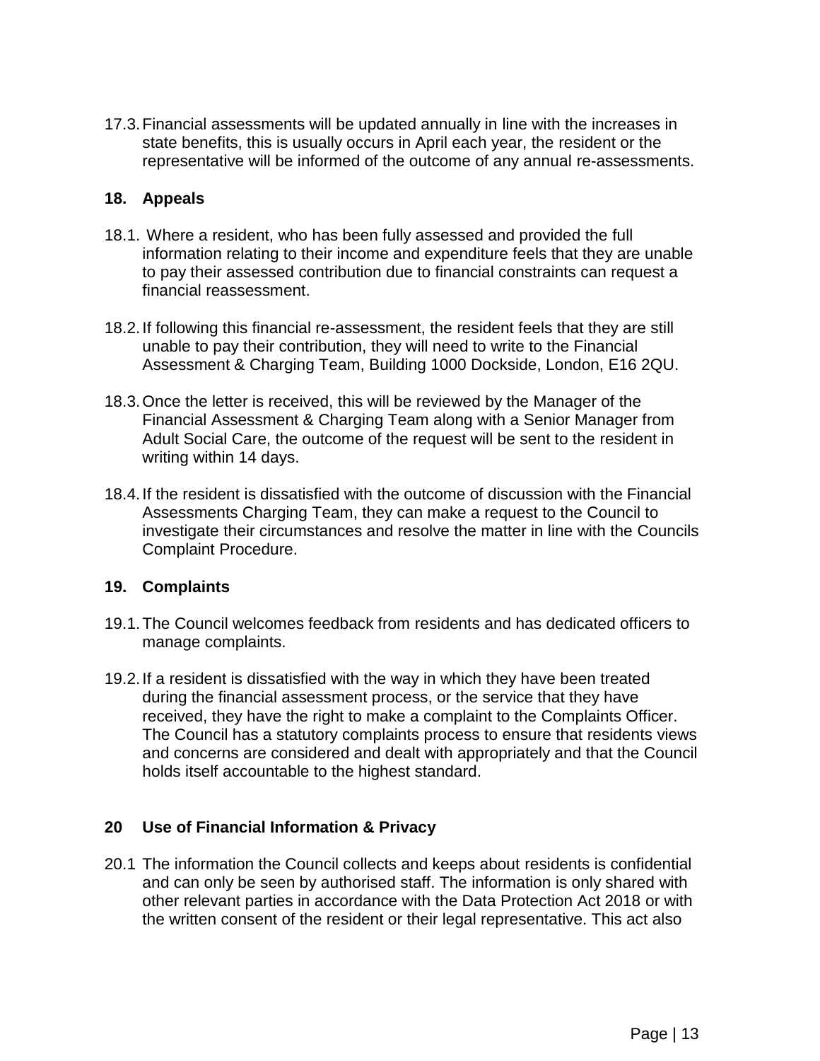17.3. Financial assessments will be updated annually in line with the increases in state benefits, this is usually occurs in April each year, the resident or the representative will be informed of the outcome of any annual re-assessments.

## 18. Appeals

18.1. Where a resident, who has been fully assessed and provided the full information relating to their income and expenditure feels that they are unable to pay their assessed contribution due to financial constraints can request a financial reassessment.

18.2. If following this financial re-assessment, the resident feels that they are still unable to pay their contribution, they will need to write to the Financial Assessment & Charging Team, Building 1000 Dockside, London, E16 2QU.

18.3. Once the letter is received, this will be reviewed by the Manager of the Financial Assessment & Charging Team along with a Senior Manager from Adult Social Care, the outcome of the request will be sent to the resident in writing within 14 days.

18.4. If the resident is dissatisfied with the outcome of discussion with the Financial Assessments Charging Team, they can make a request to the Council to investigate their circumstances and resolve the matter in line with the Councils Complaint Procedure.

## 19. Complaints

19.1. The Council welcomes feedback from residents and has dedicated officers to manage complaints.

19.2. If a resident is dissatisfied with the way in which they have been treated during the financial assessment process, or the service that they have received, they have the right to make a complaint to the Complaints Officer. The Council has a statutory complaints process to ensure that residents views and concerns are considered and dealt with appropriately and that the Council holds itself accountable to the highest standard.

## 20 Use of Financial Information & Privacy

20.1 The information the Council collects and keeps about residents is confidential and can only be seen by authorised staff. The information is only shared with other relevant parties in accordance with the Data Protection Act 2018 or with the written consent of the resident or their legal representative. This act also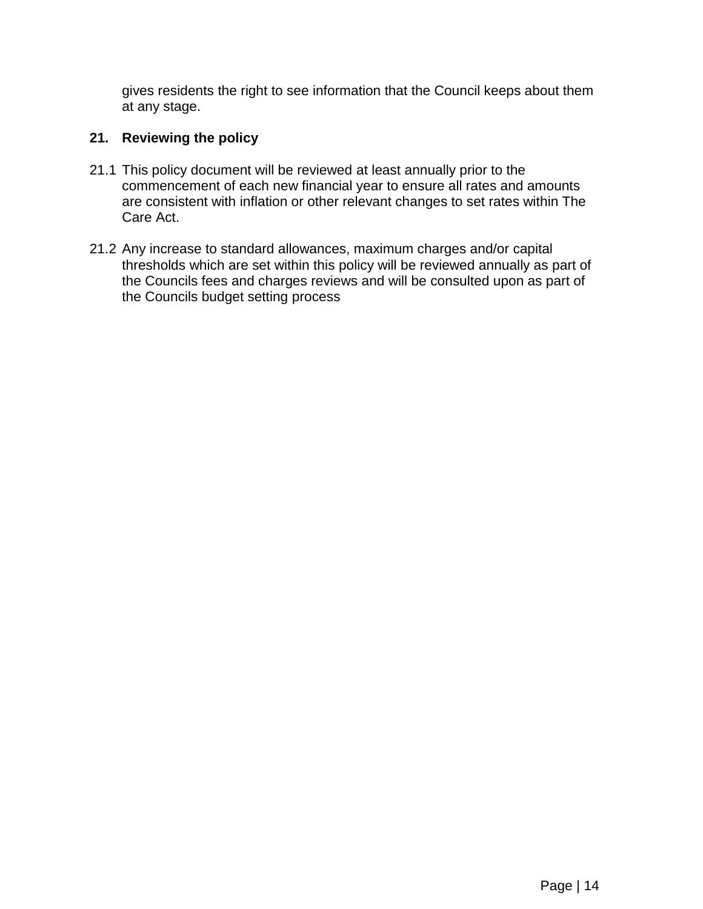gives residents the right to see information that the Council keeps about them at any stage.

## 21. Reviewing the policy

21.1 This policy document will be reviewed at least annually prior to the commencement of each new financial year to ensure all rates and amounts are consistent with inflation or other relevant changes to set rates within The Care Act.

21.2 Any increase to standard allowances, maximum charges and/or capital thresholds which are set within this policy will be reviewed annually as part of the Councils fees and charges reviews and will be consulted upon as part of the Councils budget setting process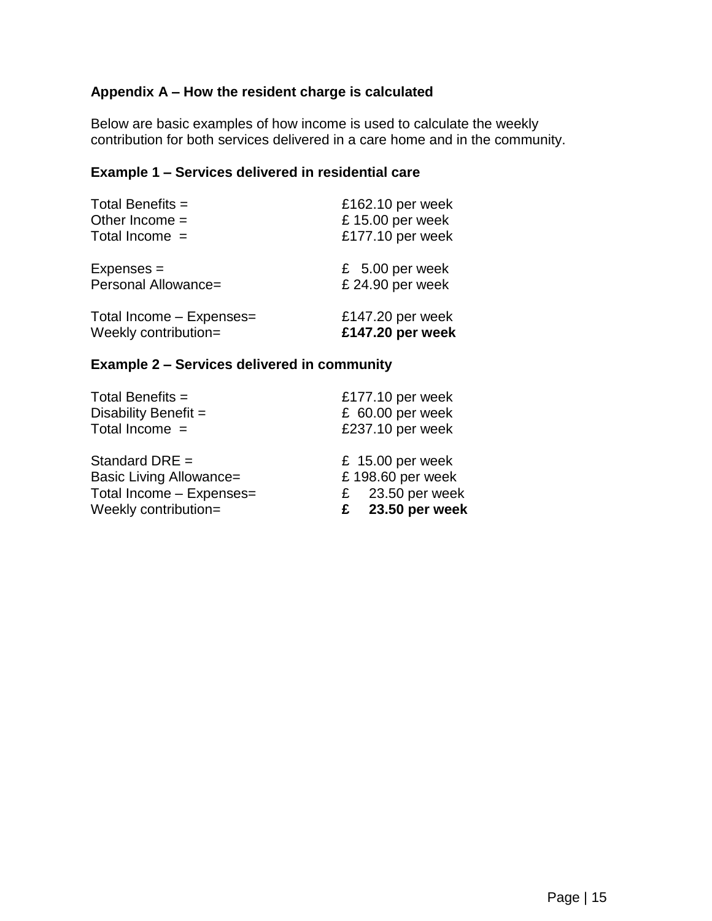## Appendix A – How the resident charge is calculated

Below are basic examples of how income is used to calculate the weekly contribution for both services delivered in a care home and in the community.

### Example 1 – Services delivered in residential care

| | |
|---|---|
| Total Benefits = | £162.10 per week |
| Other Income = | £ 15.00 per week |
| Total Income = | £177.10 per week |
| | |
| Expenses = | £ 5.00 per week |
| Personal Allowance= | £ 24.90 per week |
| | |
| Total Income – Expenses= | £147.20 per week |
| Weekly contribution= | **£147.20 per week** |

### Example 2 – Services delivered in community

| | |
|---|---|
| Total Benefits = | £177.10 per week |
| Disability Benefit = | £ 60.00 per week |
| Total Income = | £237.10 per week |
| | |
| Standard DRE = | £ 15.00 per week |
| Basic Living Allowance= | £ 198.60 per week |
| Total Income – Expenses= | £ 23.50 per week |
| Weekly contribution= | **£ 23.50 per week** |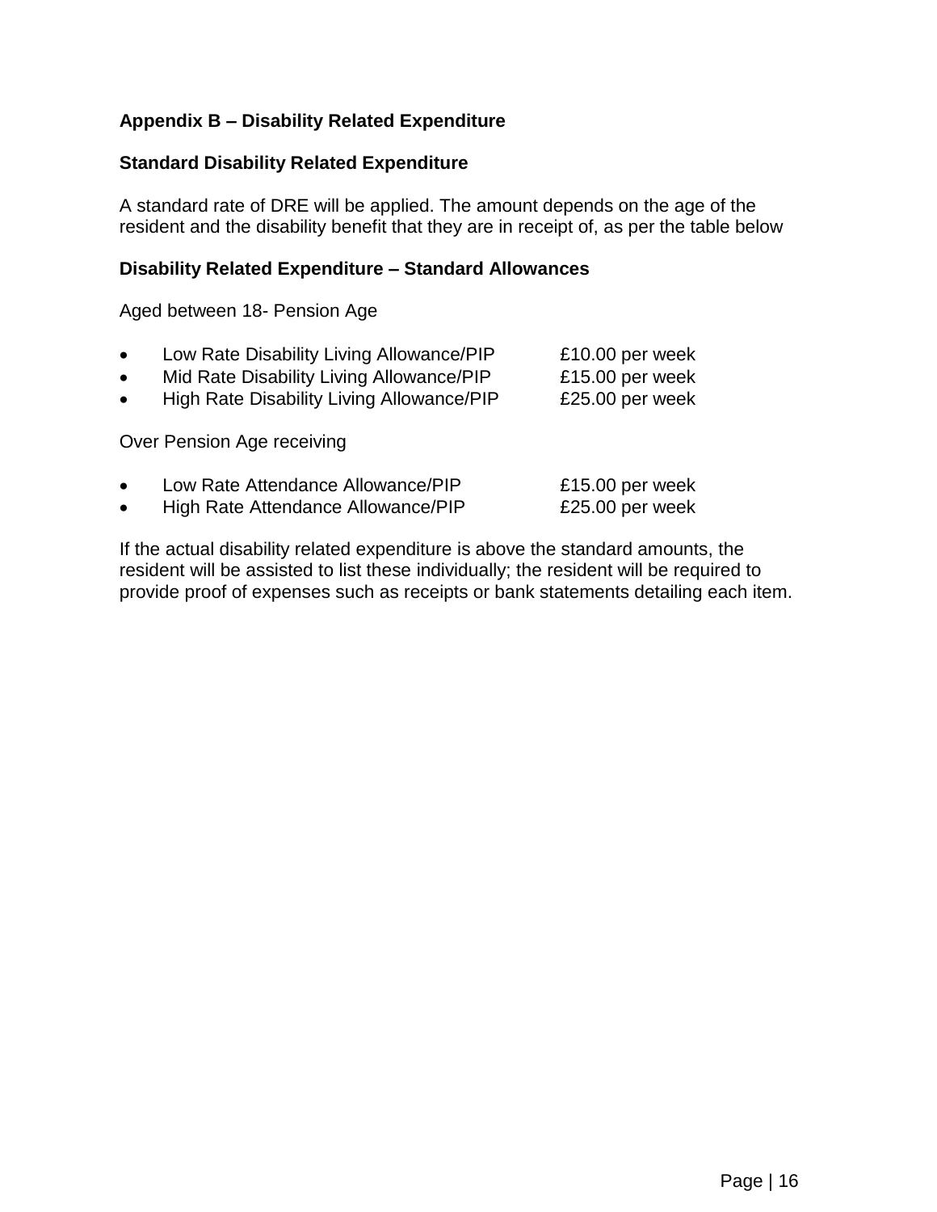## Appendix B – Disability Related Expenditure

### Standard Disability Related Expenditure

A standard rate of DRE will be applied. The amount depends on the age of the resident and the disability benefit that they are in receipt of, as per the table below

### Disability Related Expenditure – Standard Allowances

Aged between 18- Pension Age

- Low Rate Disability Living Allowance/PIP £10.00 per week
- Mid Rate Disability Living Allowance/PIP £15.00 per week
- High Rate Disability Living Allowance/PIP £25.00 per week

Over Pension Age receiving

- Low Rate Attendance Allowance/PIP £15.00 per week
- High Rate Attendance Allowance/PIP £25.00 per week

If the actual disability related expenditure is above the standard amounts, the resident will be assisted to list these individually; the resident will be required to provide proof of expenses such as receipts or bank statements detailing each item.